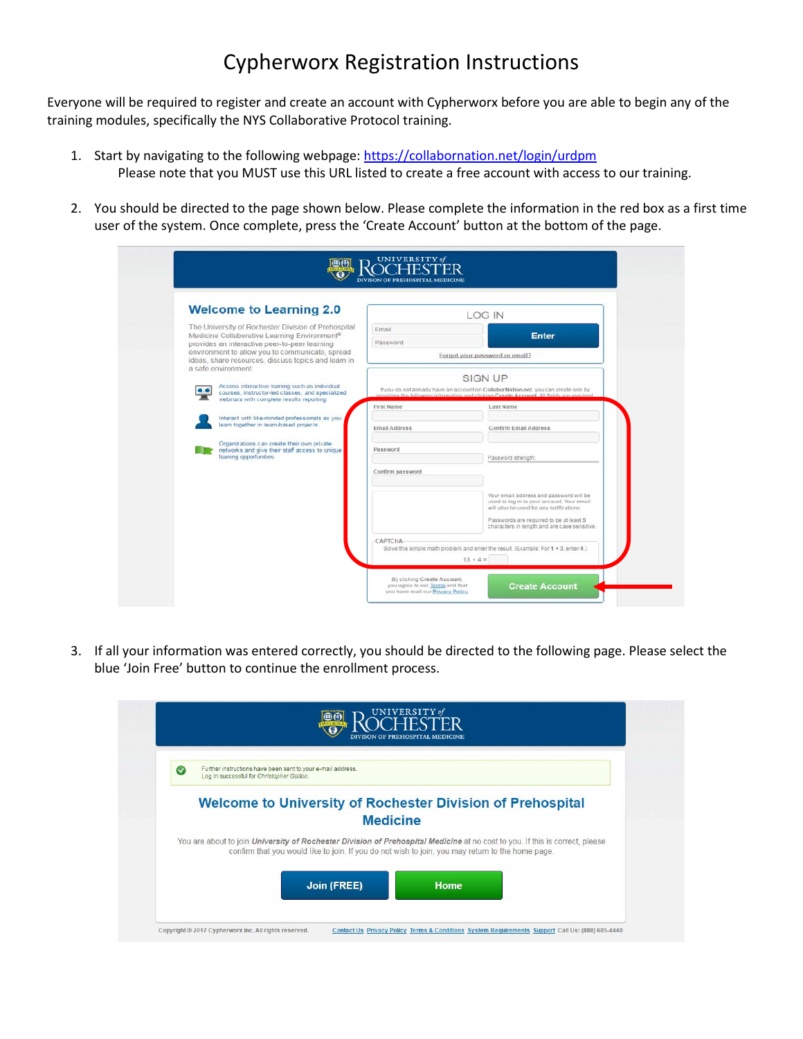# Cypherworx Registration Instructions

Everyone will be required to register and create an account with Cypherworx before you are able to begin any of the training modules, specifically the NYS Collaborative Protocol training.

1. Start by navigating to the following webpage: https://collabornation.net/login/urdpm
   Please note that you MUST use this URL listed to create a free account with access to our training.

2. You should be directed to the page shown below. Please complete the information in the red box as a first time user of the system. Once complete, press the 'Create Account' button at the bottom of the page.

3. If all your information was entered correctly, you should be directed to the following page. Please select the blue 'Join Free' button to continue the enrollment process.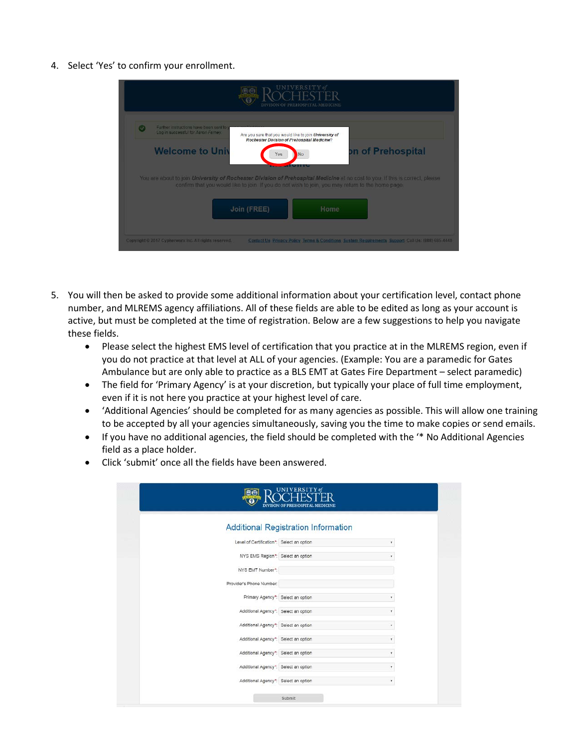4. Select 'Yes' to confirm your enrollment.

5. You will then be asked to provide some additional information about your certification level, contact phone number, and MLREMS agency affiliations. All of these fields are able to be edited as long as your account is active, but must be completed at the time of registration. Below are a few suggestions to help you navigate these fields.
   - Please select the highest EMS level of certification that you practice at in the MLREMS region, even if you do not practice at that level at ALL of your agencies. (Example: You are a paramedic for Gates Ambulance but are only able to practice as a BLS EMT at Gates Fire Department – select paramedic)
   - The field for 'Primary Agency' is at your discretion, but typically your place of full time employment, even if it is not here you practice at your highest level of care.
   - 'Additional Agencies' should be completed for as many agencies as possible. This will allow one training to be accepted by all your agencies simultaneously, saving you the time to make copies or send emails.
   - If you have no additional agencies, the field should be completed with the '* No Additional Agencies field as a place holder.
   - Click 'submit' once all the fields have been answered.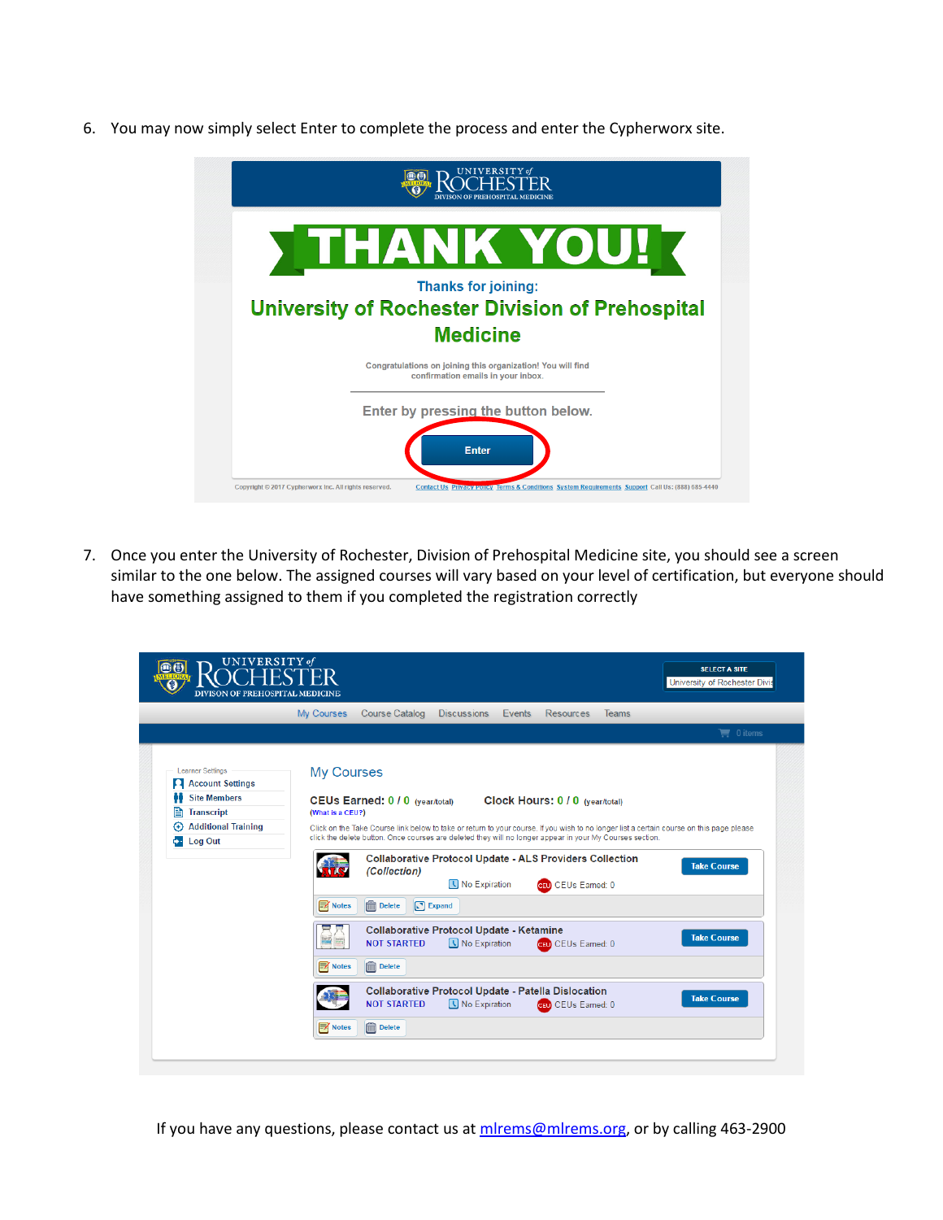6. You may now simply select Enter to complete the process and enter the Cypherworx site.

7. Once you enter the University of Rochester, Division of Prehospital Medicine site, you should see a screen similar to the one below. The assigned courses will vary based on your level of certification, but everyone should have something assigned to them if you completed the registration correctly

If you have any questions, please contact us at [mlrems@mlrems.org](mailto:mlrems@mlrems.org), or by calling 463-2900